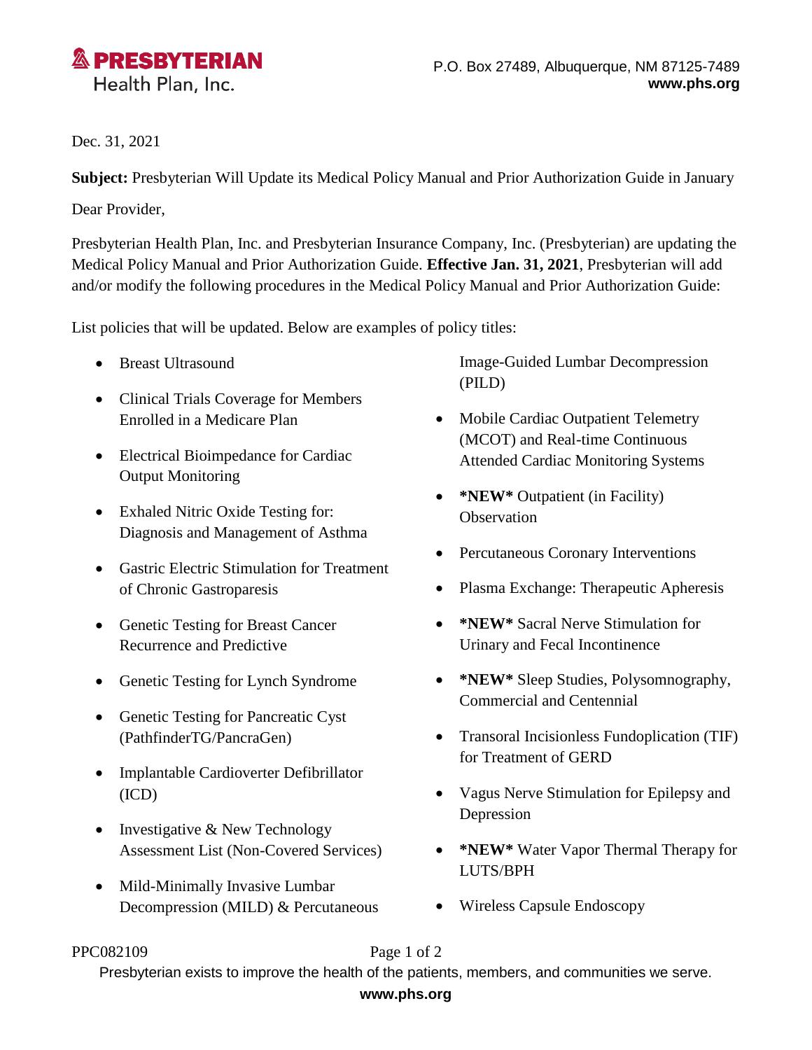**PRESBYTERIAN**
Health Plan, Inc.

P.O. Box 27489, Albuquerque, NM 87125-7489
**www.phs.org**

Dec. 31, 2021

**Subject:** Presbyterian Will Update its Medical Policy Manual and Prior Authorization Guide in January

Dear Provider,

Presbyterian Health Plan, Inc. and Presbyterian Insurance Company, Inc. (Presbyterian) are updating the Medical Policy Manual and Prior Authorization Guide. **Effective Jan. 31, 2021**, Presbyterian will add and/or modify the following procedures in the Medical Policy Manual and Prior Authorization Guide:

List policies that will be updated. Below are examples of policy titles:

- Breast Ultrasound
- Clinical Trials Coverage for Members Enrolled in a Medicare Plan
- Electrical Bioimpedance for Cardiac Output Monitoring
- Exhaled Nitric Oxide Testing for: Diagnosis and Management of Asthma
- Gastric Electric Stimulation for Treatment of Chronic Gastroparesis
- Genetic Testing for Breast Cancer Recurrence and Predictive
- Genetic Testing for Lynch Syndrome
- Genetic Testing for Pancreatic Cyst (PathfinderTG/PancraGen)
- Implantable Cardioverter Defibrillator (ICD)
- Investigative & New Technology Assessment List (Non-Covered Services)
- Mild-Minimally Invasive Lumbar Decompression (MILD) & Percutaneous Image-Guided Lumbar Decompression (PILD)
- Mobile Cardiac Outpatient Telemetry (MCOT) and Real-time Continuous Attended Cardiac Monitoring Systems
- **\*NEW\*** Outpatient (in Facility) Observation
- Percutaneous Coronary Interventions
- Plasma Exchange: Therapeutic Apheresis
- **\*NEW\*** Sacral Nerve Stimulation for Urinary and Fecal Incontinence
- **\*NEW\*** Sleep Studies, Polysomnography, Commercial and Centennial
- Transoral Incisionless Fundoplication (TIF) for Treatment of GERD
- Vagus Nerve Stimulation for Epilepsy and Depression
- **\*NEW\*** Water Vapor Thermal Therapy for LUTS/BPH
- Wireless Capsule Endoscopy

PPC082109

Presbyterian exists to improve the health of the patients, members, and communities we serve.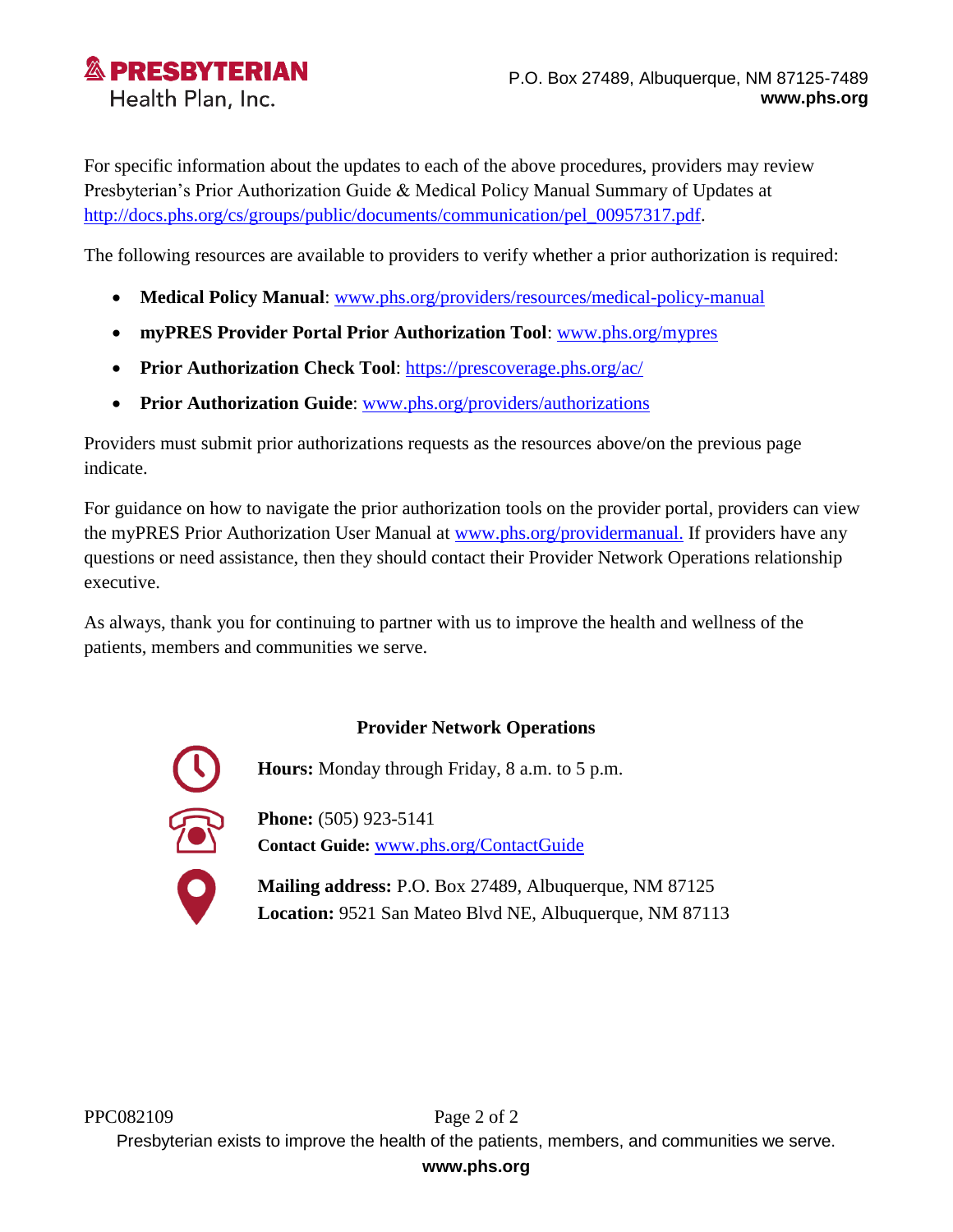For specific information about the updates to each of the above procedures, providers may review Presbyterian's Prior Authorization Guide & Medical Policy Manual Summary of Updates at http://docs.phs.org/cs/groups/public/documents/communication/pel_00957317.pdf.

The following resources are available to providers to verify whether a prior authorization is required:

- **Medical Policy Manual**: www.phs.org/providers/resources/medical-policy-manual
- **myPRES Provider Portal Prior Authorization Tool**: www.phs.org/mypres
- **Prior Authorization Check Tool**: https://prescoverage.phs.org/ac/
- **Prior Authorization Guide**: www.phs.org/providers/authorizations

Providers must submit prior authorizations requests as the resources above/on the previous page indicate.

For guidance on how to navigate the prior authorization tools on the provider portal, providers can view the myPRES Prior Authorization User Manual at www.phs.org/providermanual. If providers have any questions or need assistance, then they should contact their Provider Network Operations relationship executive.

As always, thank you for continuing to partner with us to improve the health and wellness of the patients, members and communities we serve.

**Provider Network Operations**

**Hours:** Monday through Friday, 8 a.m. to 5 p.m.

**Phone:** (505) 923-5141
**Contact Guide:** www.phs.org/ContactGuide

**Mailing address:** P.O. Box 27489, Albuquerque, NM 87125
**Location:** 9521 San Mateo Blvd NE, Albuquerque, NM 87113

PPC082109